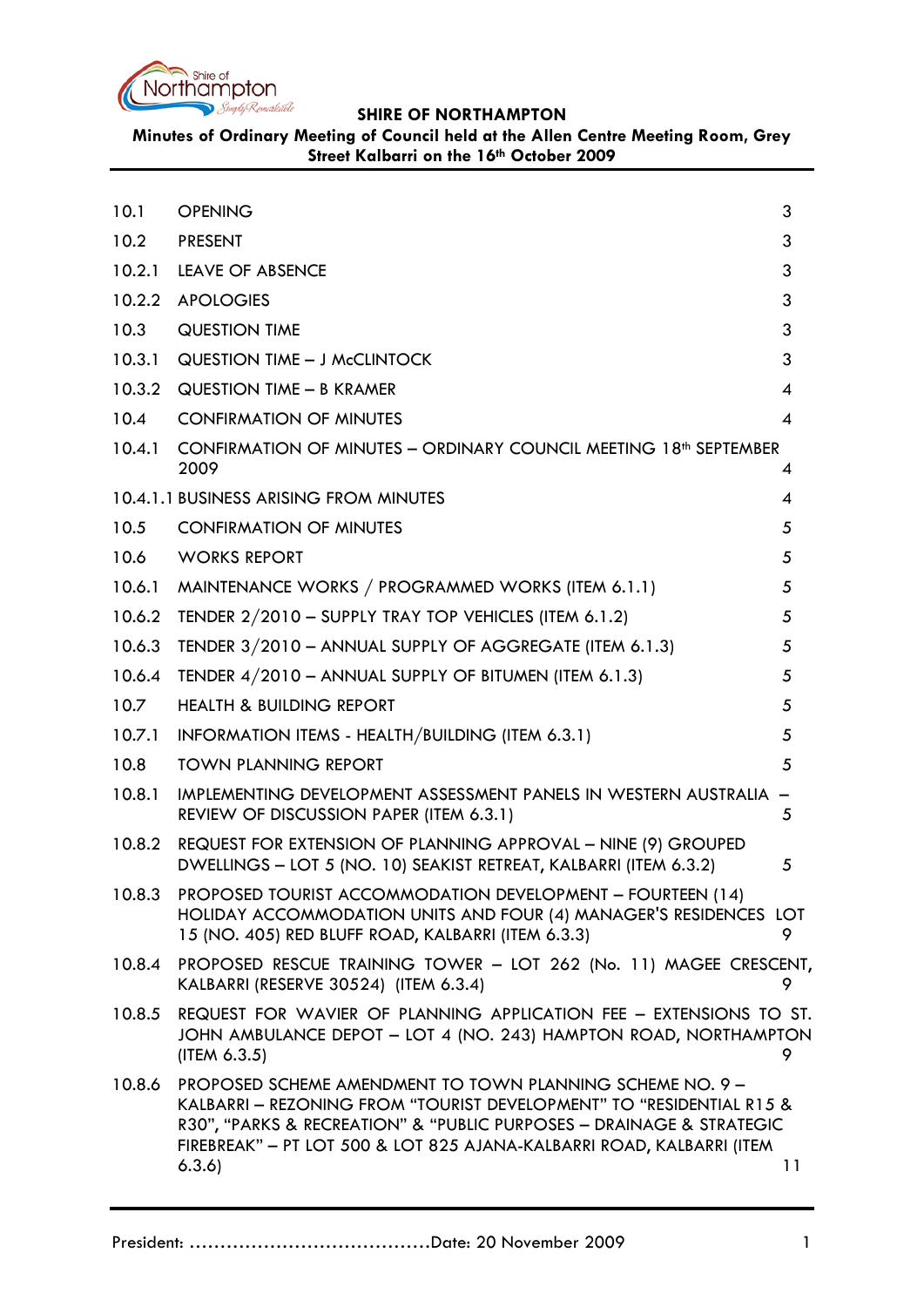**SHIRE OF NORTHAMPTON**

**Minutes of Ordinary Meeting of Council held at the Allen Centre Meeting Room, Grey Street Kalbarri on the 16th October 2009**

| | | |
|---|---|---|
| 10.1 | OPENING | 3 |
| 10.2 | PRESENT | 3 |
| 10.2.1 | LEAVE OF ABSENCE | 3 |
| 10.2.2 | APOLOGIES | 3 |
| 10.3 | QUESTION TIME | 3 |
| 10.3.1 | QUESTION TIME – J McCLINTOCK | 3 |
| 10.3.2 | QUESTION TIME – B KRAMER | 4 |
| 10.4 | CONFIRMATION OF MINUTES | 4 |
| 10.4.1 | CONFIRMATION OF MINUTES – ORDINARY COUNCIL MEETING 18th SEPTEMBER 2009 | 4 |
| 10.4.1.1 | BUSINESS ARISING FROM MINUTES | 4 |
| 10.5 | CONFIRMATION OF MINUTES | 5 |
| 10.6 | WORKS REPORT | 5 |
| 10.6.1 | MAINTENANCE WORKS / PROGRAMMED WORKS (ITEM 6.1.1) | 5 |
| 10.6.2 | TENDER 2/2010 – SUPPLY TRAY TOP VEHICLES (ITEM 6.1.2) | 5 |
| 10.6.3 | TENDER 3/2010 – ANNUAL SUPPLY OF AGGREGATE (ITEM 6.1.3) | 5 |
| 10.6.4 | TENDER 4/2010 – ANNUAL SUPPLY OF BITUMEN (ITEM 6.1.3) | 5 |
| 10.7 | HEALTH & BUILDING REPORT | 5 |
| 10.7.1 | INFORMATION ITEMS - HEALTH/BUILDING (ITEM 6.3.1) | 5 |
| 10.8 | TOWN PLANNING REPORT | 5 |
| 10.8.1 | IMPLEMENTING DEVELOPMENT ASSESSMENT PANELS IN WESTERN AUSTRALIA – REVIEW OF DISCUSSION PAPER (ITEM 6.3.1) | 5 |
| 10.8.2 | REQUEST FOR EXTENSION OF PLANNING APPROVAL – NINE (9) GROUPED DWELLINGS – LOT 5 (NO. 10) SEAKIST RETREAT, KALBARRI (ITEM 6.3.2) | 5 |
| 10.8.3 | PROPOSED TOURIST ACCOMMODATION DEVELOPMENT – FOURTEEN (14) HOLIDAY ACCOMMODATION UNITS AND FOUR (4) MANAGER'S RESIDENCES LOT 15 (NO. 405) RED BLUFF ROAD, KALBARRI (ITEM 6.3.3) | 9 |
| 10.8.4 | PROPOSED RESCUE TRAINING TOWER – LOT 262 (No. 11) MAGEE CRESCENT, KALBARRI (RESERVE 30524) (ITEM 6.3.4) | 9 |
| 10.8.5 | REQUEST FOR WAVIER OF PLANNING APPLICATION FEE – EXTENSIONS TO ST. JOHN AMBULANCE DEPOT – LOT 4 (NO. 243) HAMPTON ROAD, NORTHAMPTON (ITEM 6.3.5) | 9 |
| 10.8.6 | PROPOSED SCHEME AMENDMENT TO TOWN PLANNING SCHEME NO. 9 – KALBARRI – REZONING FROM "TOURIST DEVELOPMENT" TO "RESIDENTIAL R15 & R30", "PARKS & RECREATION" & "PUBLIC PURPOSES – DRAINAGE & STRATEGIC FIREBREAK" – PT LOT 500 & LOT 825 AJANA-KALBARRI ROAD, KALBARRI (ITEM 6.3.6) | 11 |

President: ……………………………………Date: 20 November 2009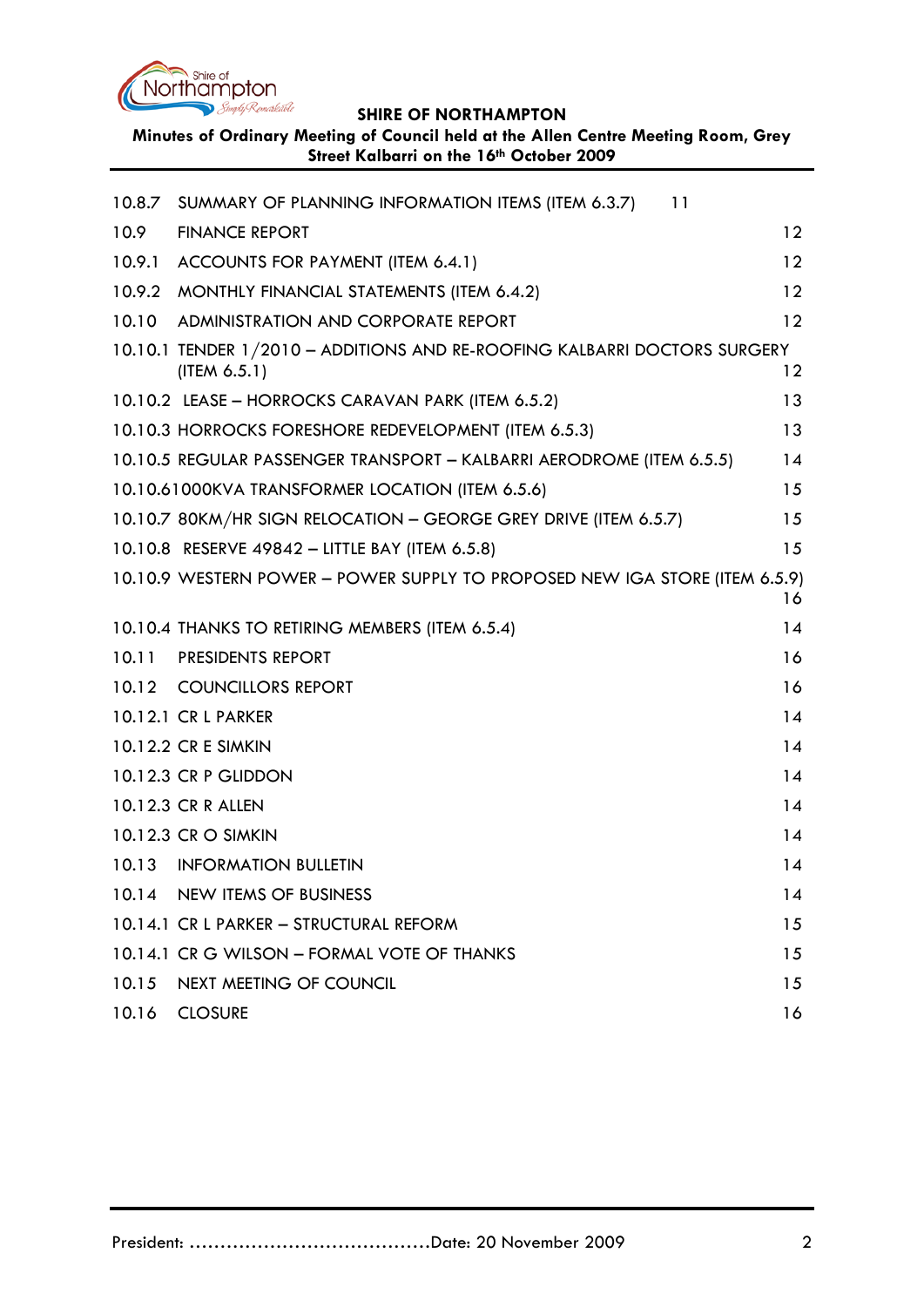| | | |
|---|---|---|
| 10.8.7 | SUMMARY OF PLANNING INFORMATION ITEMS (ITEM 6.3.7) | 11 |
| 10.9 | FINANCE REPORT | 12 |
| 10.9.1 | ACCOUNTS FOR PAYMENT (ITEM 6.4.1) | 12 |
| 10.9.2 | MONTHLY FINANCIAL STATEMENTS (ITEM 6.4.2) | 12 |
| 10.10 | ADMINISTRATION AND CORPORATE REPORT | 12 |
| 10.10.1 | TENDER 1/2010 – ADDITIONS AND RE-ROOFING KALBARRI DOCTORS SURGERY (ITEM 6.5.1) | 12 |
| 10.10.2 | LEASE – HORROCKS CARAVAN PARK (ITEM 6.5.2) | 13 |
| 10.10.3 | HORROCKS FORESHORE REDEVELOPMENT (ITEM 6.5.3) | 13 |
| 10.10.5 | REGULAR PASSENGER TRANSPORT – KALBARRI AERODROME (ITEM 6.5.5) | 14 |
| 10.10.6 | 1000KVA TRANSFORMER LOCATION (ITEM 6.5.6) | 15 |
| 10.10.7 | 80KM/HR SIGN RELOCATION – GEORGE GREY DRIVE (ITEM 6.5.7) | 15 |
| 10.10.8 | RESERVE 49842 – LITTLE BAY (ITEM 6.5.8) | 15 |
| 10.10.9 | WESTERN POWER – POWER SUPPLY TO PROPOSED NEW IGA STORE (ITEM 6.5.9) | 16 |
| 10.10.4 | THANKS TO RETIRING MEMBERS (ITEM 6.5.4) | 14 |
| 10.11 | PRESIDENTS REPORT | 16 |
| 10.12 | COUNCILLORS REPORT | 16 |
| 10.12.1 | CR L PARKER | 14 |
| 10.12.2 | CR E SIMKIN | 14 |
| 10.12.3 | CR P GLIDDON | 14 |
| 10.12.3 | CR R ALLEN | 14 |
| 10.12.3 | CR O SIMKIN | 14 |
| 10.13 | INFORMATION BULLETIN | 14 |
| 10.14 | NEW ITEMS OF BUSINESS | 14 |
| 10.14.1 | CR L PARKER – STRUCTURAL REFORM | 15 |
| 10.14.1 | CR G WILSON – FORMAL VOTE OF THANKS | 15 |
| 10.15 | NEXT MEETING OF COUNCIL | 15 |
| 10.16 | CLOSURE | 16 |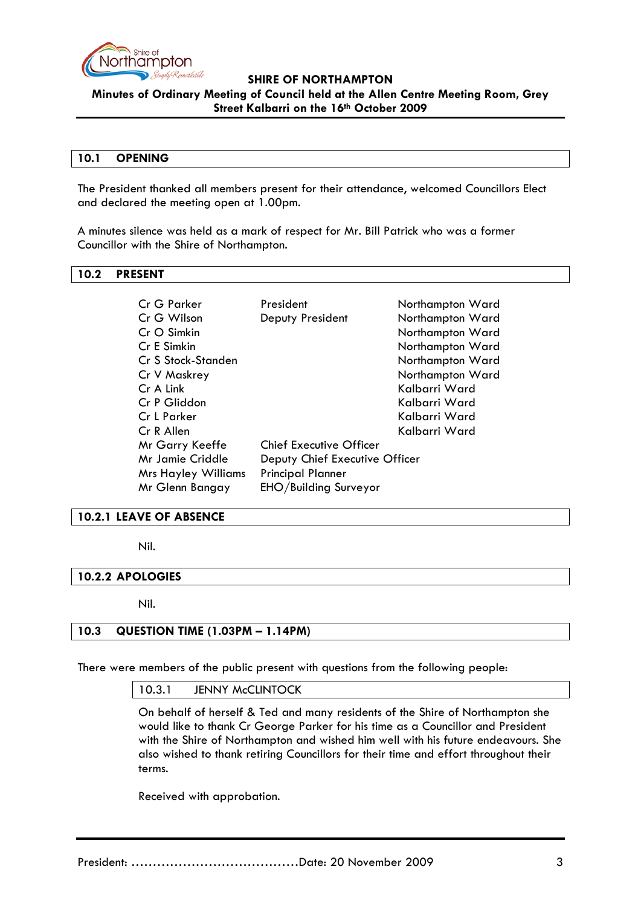## 10.1 OPENING

The President thanked all members present for their attendance, welcomed Councillors Elect and declared the meeting open at 1.00pm.

A minutes silence was held as a mark of respect for Mr. Bill Patrick who was a former Councillor with the Shire of Northampton.

## 10.2 PRESENT

| | | |
|---|---|---|
| Cr G Parker | President | Northampton Ward |
| Cr G Wilson | Deputy President | Northampton Ward |
| Cr O Simkin | | Northampton Ward |
| Cr E Simkin | | Northampton Ward |
| Cr S Stock-Standen | | Northampton Ward |
| Cr V Maskrey | | Northampton Ward |
| Cr A Link | | Kalbarri Ward |
| Cr P Gliddon | | Kalbarri Ward |
| Cr L Parker | | Kalbarri Ward |
| Cr R Allen | | Kalbarri Ward |
| Mr Garry Keeffe | Chief Executive Officer | |
| Mr Jamie Criddle | Deputy Chief Executive Officer | |
| Mrs Hayley Williams | Principal Planner | |
| Mr Glenn Bangay | EHO/Building Surveyor | |

## 10.2.1 LEAVE OF ABSENCE

Nil.

## 10.2.2 APOLOGIES

Nil.

## 10.3 QUESTION TIME (1.03PM – 1.14PM)

There were members of the public present with questions from the following people:

### 10.3.1 JENNY McCLINTOCK

On behalf of herself & Ted and many residents of the Shire of Northampton she would like to thank Cr George Parker for his time as a Councillor and President with the Shire of Northampton and wished him well with his future endeavours. She also wished to thank retiring Councillors for their time and effort throughout their terms.

Received with approbation.

President: ……………………………………Date: 20 November 2009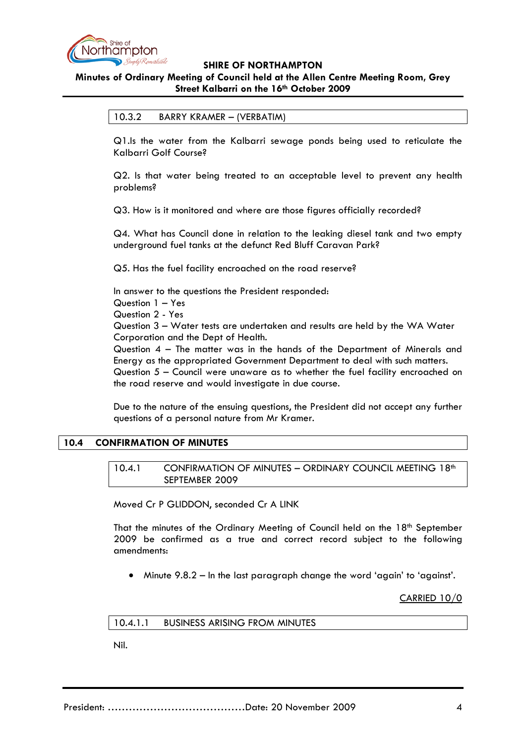### 10.3.2 BARRY KRAMER – (VERBATIM)

Q1.Is the water from the Kalbarri sewage ponds being used to reticulate the Kalbarri Golf Course?

Q2. Is that water being treated to an acceptable level to prevent any health problems?

Q3. How is it monitored and where are those figures officially recorded?

Q4. What has Council done in relation to the leaking diesel tank and two empty underground fuel tanks at the defunct Red Bluff Caravan Park?

Q5. Has the fuel facility encroached on the road reserve?

In answer to the questions the President responded:
Question 1 – Yes
Question 2 - Yes
Question 3 – Water tests are undertaken and results are held by the WA Water Corporation and the Dept of Health.
Question 4 – The matter was in the hands of the Department of Minerals and Energy as the appropriated Government Department to deal with such matters.
Question 5 – Council were unaware as to whether the fuel facility encroached on the road reserve and would investigate in due course.

Due to the nature of the ensuing questions, the President did not accept any further questions of a personal nature from Mr Kramer.

## 10.4 CONFIRMATION OF MINUTES

### 10.4.1 CONFIRMATION OF MINUTES – ORDINARY COUNCIL MEETING 18th SEPTEMBER 2009

Moved Cr P GLIDDON, seconded Cr A LINK

That the minutes of the Ordinary Meeting of Council held on the 18th September 2009 be confirmed as a true and correct record subject to the following amendments:

- Minute 9.8.2 – In the last paragraph change the word 'again' to 'against'.

CARRIED 10/0

#### 10.4.1.1 BUSINESS ARISING FROM MINUTES

Nil.

President: …………………………………Date: 20 November 2009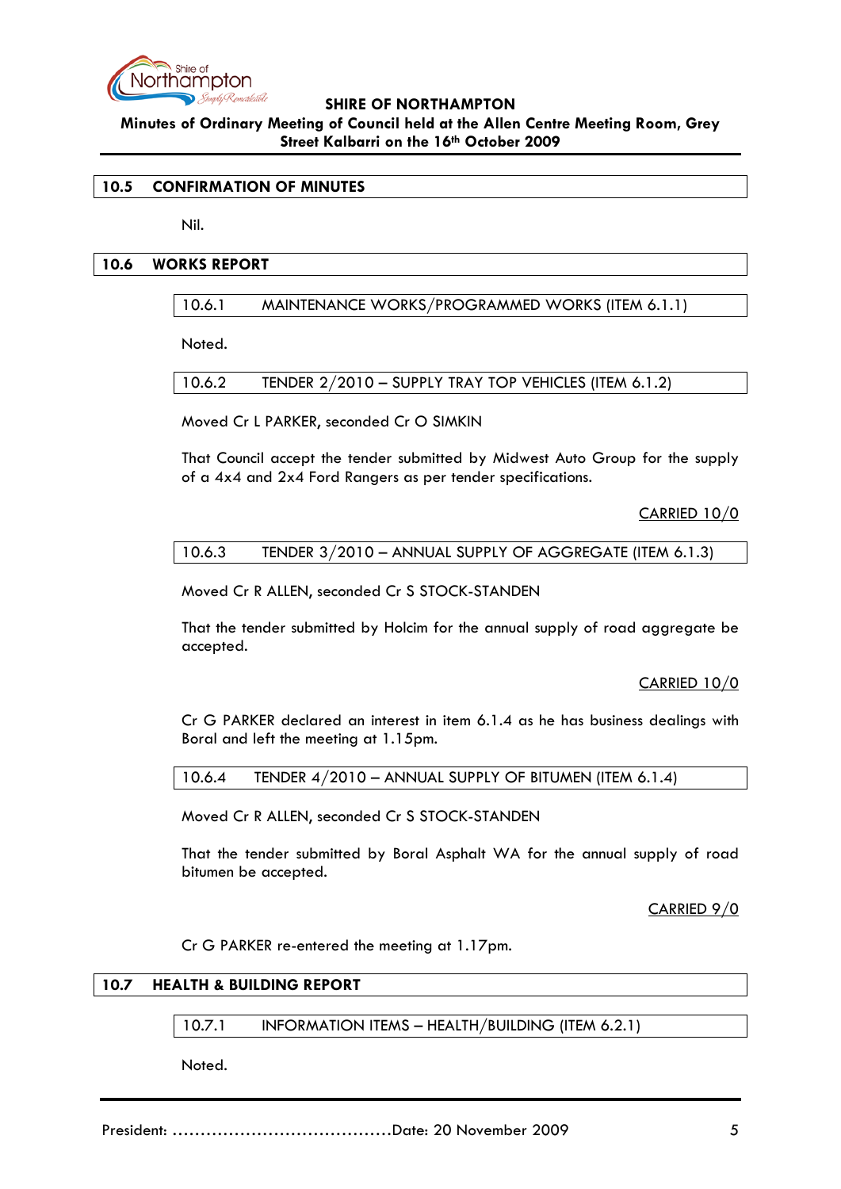## 10.5 CONFIRMATION OF MINUTES

Nil.

## 10.6 WORKS REPORT

### 10.6.1 MAINTENANCE WORKS/PROGRAMMED WORKS (ITEM 6.1.1)

Noted.

### 10.6.2 TENDER 2/2010 – SUPPLY TRAY TOP VEHICLES (ITEM 6.1.2)

Moved Cr L PARKER, seconded Cr O SIMKIN

That Council accept the tender submitted by Midwest Auto Group for the supply of a 4x4 and 2x4 Ford Rangers as per tender specifications.

CARRIED 10/0

### 10.6.3 TENDER 3/2010 – ANNUAL SUPPLY OF AGGREGATE (ITEM 6.1.3)

Moved Cr R ALLEN, seconded Cr S STOCK-STANDEN

That the tender submitted by Holcim for the annual supply of road aggregate be accepted.

CARRIED 10/0

Cr G PARKER declared an interest in item 6.1.4 as he has business dealings with Boral and left the meeting at 1.15pm.

### 10.6.4 TENDER 4/2010 – ANNUAL SUPPLY OF BITUMEN (ITEM 6.1.4)

Moved Cr R ALLEN, seconded Cr S STOCK-STANDEN

That the tender submitted by Boral Asphalt WA for the annual supply of road bitumen be accepted.

CARRIED 9/0

Cr G PARKER re-entered the meeting at 1.17pm.

## 10.7 HEALTH & BUILDING REPORT

### 10.7.1 INFORMATION ITEMS – HEALTH/BUILDING (ITEM 6.2.1)

Noted.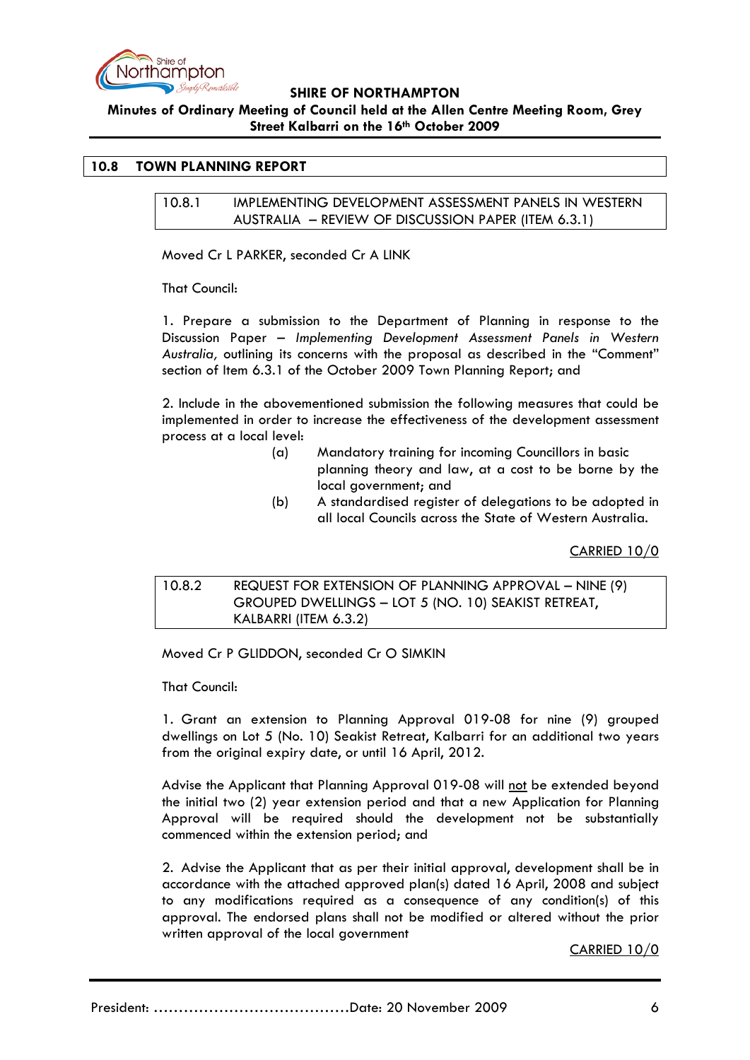## 10.8 TOWN PLANNING REPORT

### 10.8.1 IMPLEMENTING DEVELOPMENT ASSESSMENT PANELS IN WESTERN AUSTRALIA – REVIEW OF DISCUSSION PAPER (ITEM 6.3.1)

Moved Cr L PARKER, seconded Cr A LINK

That Council:

1. Prepare a submission to the Department of Planning in response to the Discussion Paper – *Implementing Development Assessment Panels in Western Australia*, outlining its concerns with the proposal as described in the "Comment" section of Item 6.3.1 of the October 2009 Town Planning Report; and

2. Include in the abovementioned submission the following measures that could be implemented in order to increase the effectiveness of the development assessment process at a local level:

   (a) Mandatory training for incoming Councillors in basic planning theory and law, at a cost to be borne by the local government; and

   (b) A standardised register of delegations to be adopted in all local Councils across the State of Western Australia.

CARRIED 10/0

### 10.8.2 REQUEST FOR EXTENSION OF PLANNING APPROVAL – NINE (9) GROUPED DWELLINGS – LOT 5 (NO. 10) SEAKIST RETREAT, KALBARRI (ITEM 6.3.2)

Moved Cr P GLIDDON, seconded Cr O SIMKIN

That Council:

1. Grant an extension to Planning Approval 019-08 for nine (9) grouped dwellings on Lot 5 (No. 10) Seakist Retreat, Kalbarri for an additional two years from the original expiry date, or until 16 April, 2012.

Advise the Applicant that Planning Approval 019-08 will not be extended beyond the initial two (2) year extension period and that a new Application for Planning Approval will be required should the development not be substantially commenced within the extension period; and

2. Advise the Applicant that as per their initial approval, development shall be in accordance with the attached approved plan(s) dated 16 April, 2008 and subject to any modifications required as a consequence of any condition(s) of this approval. The endorsed plans shall not be modified or altered without the prior written approval of the local government

CARRIED 10/0

President: ......................................Date: 20 November 2009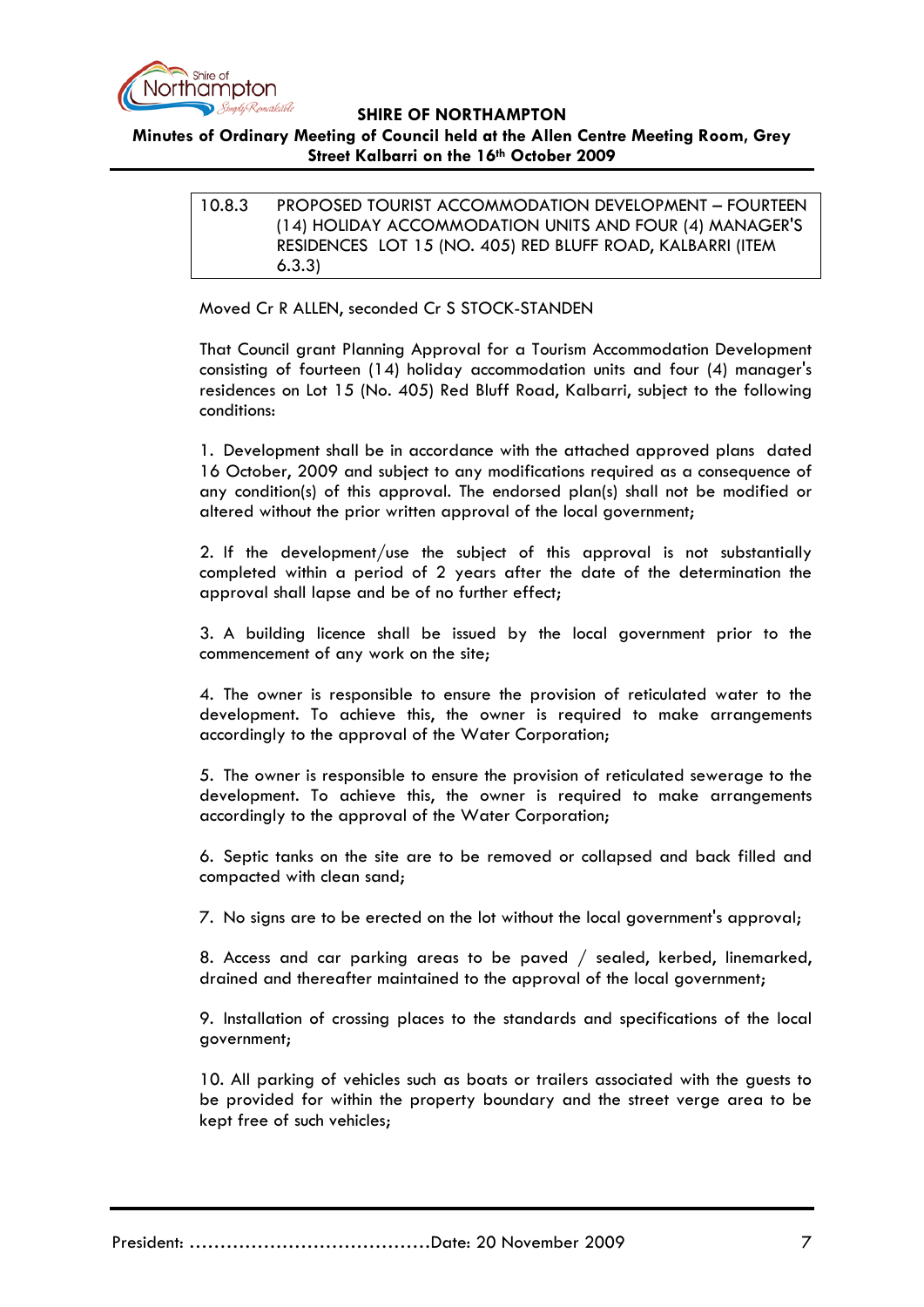## 10.8.3 PROPOSED TOURIST ACCOMMODATION DEVELOPMENT – FOURTEEN (14) HOLIDAY ACCOMMODATION UNITS AND FOUR (4) MANAGER'S RESIDENCES LOT 15 (NO. 405) RED BLUFF ROAD, KALBARRI (ITEM 6.3.3)

Moved Cr R ALLEN, seconded Cr S STOCK-STANDEN

That Council grant Planning Approval for a Tourism Accommodation Development consisting of fourteen (14) holiday accommodation units and four (4) manager's residences on Lot 15 (No. 405) Red Bluff Road, Kalbarri, subject to the following conditions:

1. Development shall be in accordance with the attached approved plans dated 16 October, 2009 and subject to any modifications required as a consequence of any condition(s) of this approval. The endorsed plan(s) shall not be modified or altered without the prior written approval of the local government;

2. If the development/use the subject of this approval is not substantially completed within a period of 2 years after the date of the determination the approval shall lapse and be of no further effect;

3. A building licence shall be issued by the local government prior to the commencement of any work on the site;

4. The owner is responsible to ensure the provision of reticulated water to the development. To achieve this, the owner is required to make arrangements accordingly to the approval of the Water Corporation;

5. The owner is responsible to ensure the provision of reticulated sewerage to the development. To achieve this, the owner is required to make arrangements accordingly to the approval of the Water Corporation;

6. Septic tanks on the site are to be removed or collapsed and back filled and compacted with clean sand;

7. No signs are to be erected on the lot without the local government's approval;

8. Access and car parking areas to be paved / sealed, kerbed, linemarked, drained and thereafter maintained to the approval of the local government;

9. Installation of crossing places to the standards and specifications of the local government;

10. All parking of vehicles such as boats or trailers associated with the guests to be provided for within the property boundary and the street verge area to be kept free of such vehicles;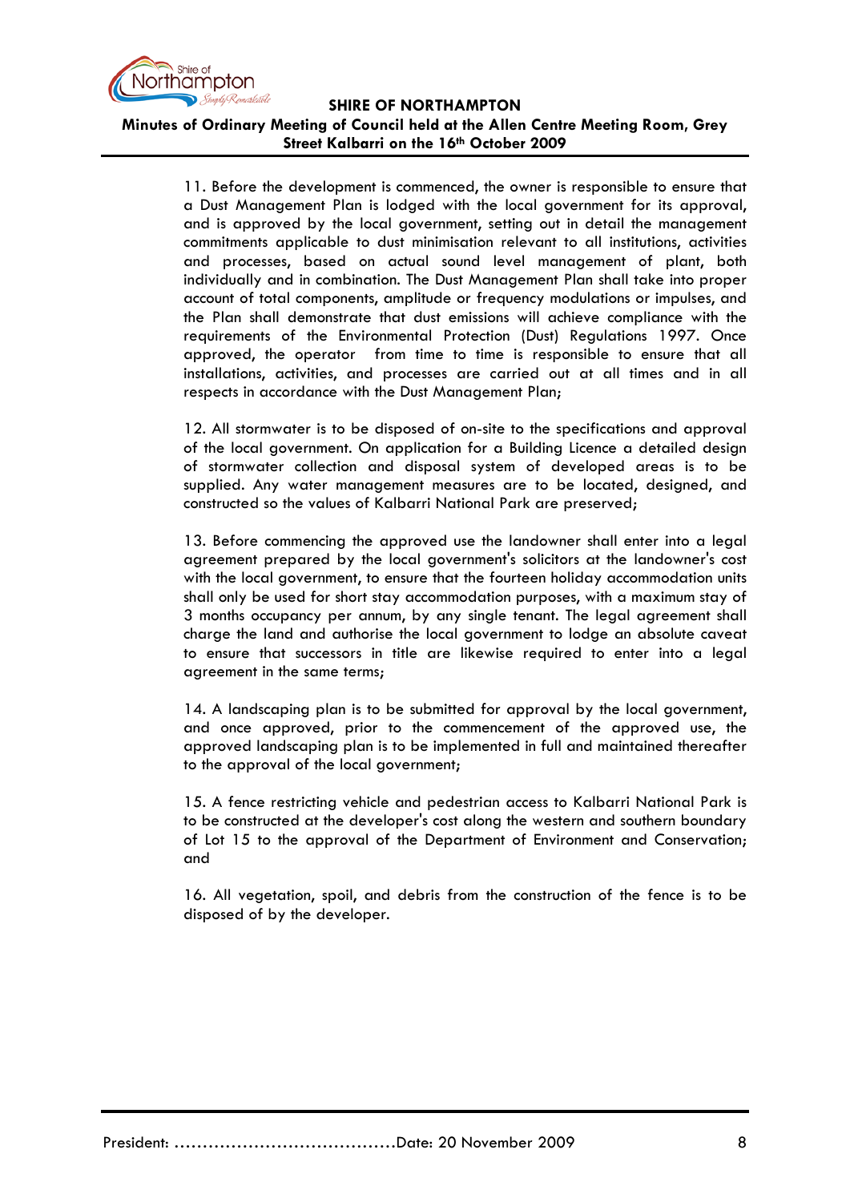11. Before the development is commenced, the owner is responsible to ensure that a Dust Management Plan is lodged with the local government for its approval, and is approved by the local government, setting out in detail the management commitments applicable to dust minimisation relevant to all institutions, activities and processes, based on actual sound level management of plant, both individually and in combination. The Dust Management Plan shall take into proper account of total components, amplitude or frequency modulations or impulses, and the Plan shall demonstrate that dust emissions will achieve compliance with the requirements of the Environmental Protection (Dust) Regulations 1997. Once approved, the operator from time to time is responsible to ensure that all installations, activities, and processes are carried out at all times and in all respects in accordance with the Dust Management Plan;

12. All stormwater is to be disposed of on-site to the specifications and approval of the local government. On application for a Building Licence a detailed design of stormwater collection and disposal system of developed areas is to be supplied. Any water management measures are to be located, designed, and constructed so the values of Kalbarri National Park are preserved;

13. Before commencing the approved use the landowner shall enter into a legal agreement prepared by the local government's solicitors at the landowner's cost with the local government, to ensure that the fourteen holiday accommodation units shall only be used for short stay accommodation purposes, with a maximum stay of 3 months occupancy per annum, by any single tenant. The legal agreement shall charge the land and authorise the local government to lodge an absolute caveat to ensure that successors in title are likewise required to enter into a legal agreement in the same terms;

14. A landscaping plan is to be submitted for approval by the local government, and once approved, prior to the commencement of the approved use, the approved landscaping plan is to be implemented in full and maintained thereafter to the approval of the local government;

15. A fence restricting vehicle and pedestrian access to Kalbarri National Park is to be constructed at the developer's cost along the western and southern boundary of Lot 15 to the approval of the Department of Environment and Conservation; and

16. All vegetation, spoil, and debris from the construction of the fence is to be disposed of by the developer.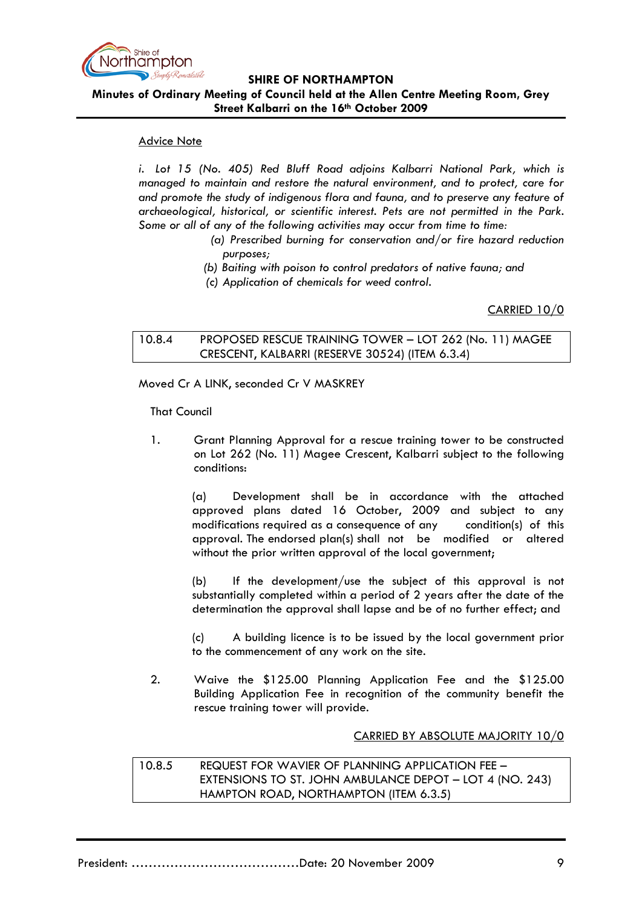Advice Note

*i. Lot 15 (No. 405) Red Bluff Road adjoins Kalbarri National Park, which is managed to maintain and restore the natural environment, and to protect, care for and promote the study of indigenous flora and fauna, and to preserve any feature of archaeological, historical, or scientific interest. Pets are not permitted in the Park. Some or all of any of the following activities may occur from time to time:*

*(a) Prescribed burning for conservation and/or fire hazard reduction purposes;*

*(b) Baiting with poison to control predators of native fauna; and*

*(c) Application of chemicals for weed control.*

CARRIED 10/0

### 10.8.4 PROPOSED RESCUE TRAINING TOWER – LOT 262 (No. 11) MAGEE CRESCENT, KALBARRI (RESERVE 30524) (ITEM 6.3.4)

Moved Cr A LINK, seconded Cr V MASKREY

That Council

1. Grant Planning Approval for a rescue training tower to be constructed on Lot 262 (No. 11) Magee Crescent, Kalbarri subject to the following conditions:

   (a) Development shall be in accordance with the attached approved plans dated 16 October, 2009 and subject to any modifications required as a consequence of any condition(s) of this approval. The endorsed plan(s) shall not be modified or altered without the prior written approval of the local government;

   (b) If the development/use the subject of this approval is not substantially completed within a period of 2 years after the date of the determination the approval shall lapse and be of no further effect; and

   (c) A building licence is to be issued by the local government prior to the commencement of any work on the site.

2. Waive the $125.00 Planning Application Fee and the $125.00 Building Application Fee in recognition of the community benefit the rescue training tower will provide.

CARRIED BY ABSOLUTE MAJORITY 10/0

### 10.8.5 REQUEST FOR WAVIER OF PLANNING APPLICATION FEE – EXTENSIONS TO ST. JOHN AMBULANCE DEPOT – LOT 4 (NO. 243) HAMPTON ROAD, NORTHAMPTON (ITEM 6.3.5)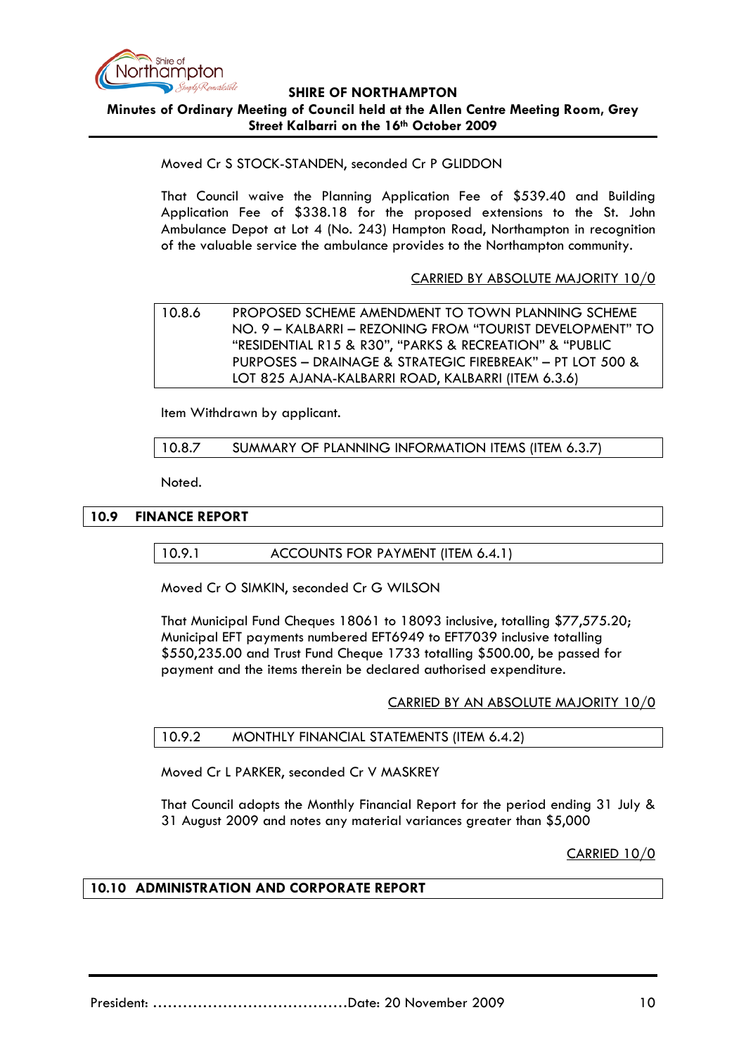Moved Cr S STOCK-STANDEN, seconded Cr P GLIDDON

That Council waive the Planning Application Fee of $539.40 and Building Application Fee of $338.18 for the proposed extensions to the St. John Ambulance Depot at Lot 4 (No. 243) Hampton Road, Northampton in recognition of the valuable service the ambulance provides to the Northampton community.

CARRIED BY ABSOLUTE MAJORITY 10/0

#### 10.8.6 PROPOSED SCHEME AMENDMENT TO TOWN PLANNING SCHEME NO. 9 – KALBARRI – REZONING FROM "TOURIST DEVELOPMENT" TO "RESIDENTIAL R15 & R30", "PARKS & RECREATION" & "PUBLIC PURPOSES – DRAINAGE & STRATEGIC FIREBREAK" – PT LOT 500 & LOT 825 AJANA-KALBARRI ROAD, KALBARRI (ITEM 6.3.6)

Item Withdrawn by applicant.

#### 10.8.7 SUMMARY OF PLANNING INFORMATION ITEMS (ITEM 6.3.7)

Noted.

## 10.9 FINANCE REPORT

#### 10.9.1 ACCOUNTS FOR PAYMENT (ITEM 6.4.1)

Moved Cr O SIMKIN, seconded Cr G WILSON

That Municipal Fund Cheques 18061 to 18093 inclusive, totalling $77,575.20; Municipal EFT payments numbered EFT6949 to EFT7039 inclusive totalling $550,235.00 and Trust Fund Cheque 1733 totalling $500.00, be passed for payment and the items therein be declared authorised expenditure.

CARRIED BY AN ABSOLUTE MAJORITY 10/0

#### 10.9.2 MONTHLY FINANCIAL STATEMENTS (ITEM 6.4.2)

Moved Cr L PARKER, seconded Cr V MASKREY

That Council adopts the Monthly Financial Report for the period ending 31 July & 31 August 2009 and notes any material variances greater than $5,000

CARRIED 10/0

## 10.10 ADMINISTRATION AND CORPORATE REPORT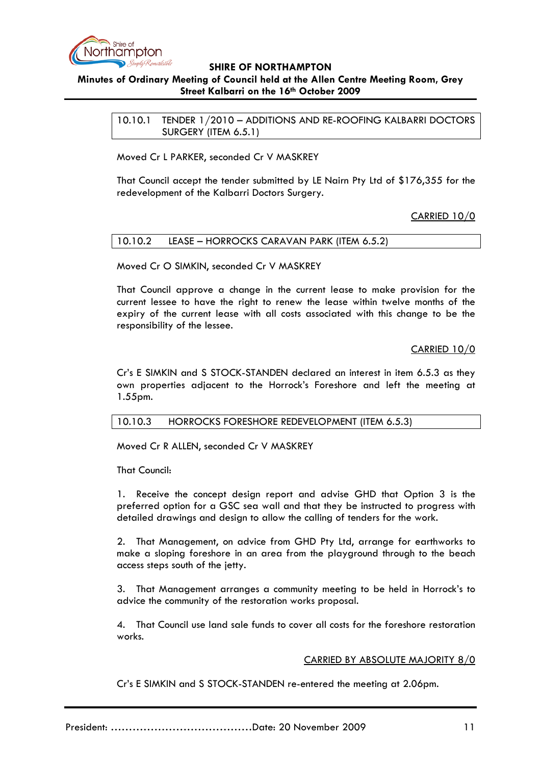### 10.10.1 TENDER 1/2010 – ADDITIONS AND RE-ROOFING KALBARRI DOCTORS SURGERY (ITEM 6.5.1)

Moved Cr L PARKER, seconded Cr V MASKREY

That Council accept the tender submitted by LE Nairn Pty Ltd of $176,355 for the redevelopment of the Kalbarri Doctors Surgery.

CARRIED 10/0

### 10.10.2 LEASE – HORROCKS CARAVAN PARK (ITEM 6.5.2)

Moved Cr O SIMKIN, seconded Cr V MASKREY

That Council approve a change in the current lease to make provision for the current lessee to have the right to renew the lease within twelve months of the expiry of the current lease with all costs associated with this change to be the responsibility of the lessee.

CARRIED 10/0

Cr's E SIMKIN and S STOCK-STANDEN declared an interest in item 6.5.3 as they own properties adjacent to the Horrock's Foreshore and left the meeting at 1.55pm.

### 10.10.3 HORROCKS FORESHORE REDEVELOPMENT (ITEM 6.5.3)

Moved Cr R ALLEN, seconded Cr V MASKREY

That Council:

1. Receive the concept design report and advise GHD that Option 3 is the preferred option for a GSC sea wall and that they be instructed to progress with detailed drawings and design to allow the calling of tenders for the work.

2. That Management, on advice from GHD Pty Ltd, arrange for earthworks to make a sloping foreshore in an area from the playground through to the beach access steps south of the jetty.

3. That Management arranges a community meeting to be held in Horrock's to advice the community of the restoration works proposal.

4. That Council use land sale funds to cover all costs for the foreshore restoration works.

CARRIED BY ABSOLUTE MAJORITY 8/0

Cr's E SIMKIN and S STOCK-STANDEN re-entered the meeting at 2.06pm.

President: ……………………………………Date: 20 November 2009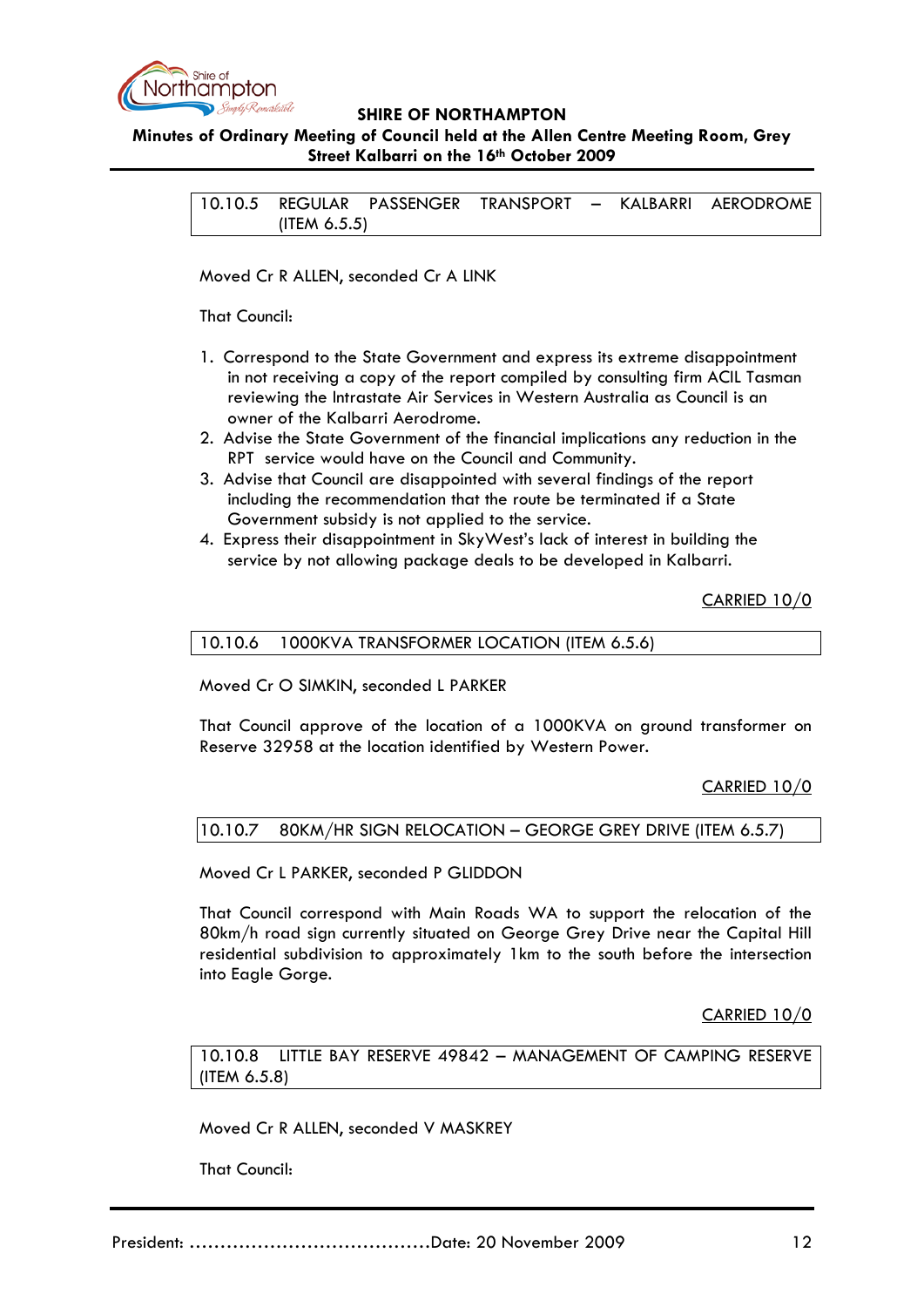10.10.5 REGULAR PASSENGER TRANSPORT – KALBARRI AERODROME (ITEM 6.5.5)

Moved Cr R ALLEN, seconded Cr A LINK

That Council:

1. Correspond to the State Government and express its extreme disappointment in not receiving a copy of the report compiled by consulting firm ACIL Tasman reviewing the Intrastate Air Services in Western Australia as Council is an owner of the Kalbarri Aerodrome.
2. Advise the State Government of the financial implications any reduction in the RPT service would have on the Council and Community.
3. Advise that Council are disappointed with several findings of the report including the recommendation that the route be terminated if a State Government subsidy is not applied to the service.
4. Express their disappointment in SkyWest's lack of interest in building the service by not allowing package deals to be developed in Kalbarri.

CARRIED 10/0

10.10.6 1000KVA TRANSFORMER LOCATION (ITEM 6.5.6)

Moved Cr O SIMKIN, seconded L PARKER

That Council approve of the location of a 1000KVA on ground transformer on Reserve 32958 at the location identified by Western Power.

CARRIED 10/0

10.10.7 80KM/HR SIGN RELOCATION – GEORGE GREY DRIVE (ITEM 6.5.7)

Moved Cr L PARKER, seconded P GLIDDON

That Council correspond with Main Roads WA to support the relocation of the 80km/h road sign currently situated on George Grey Drive near the Capital Hill residential subdivision to approximately 1km to the south before the intersection into Eagle Gorge.

CARRIED 10/0

10.10.8 LITTLE BAY RESERVE 49842 – MANAGEMENT OF CAMPING RESERVE (ITEM 6.5.8)

Moved Cr R ALLEN, seconded V MASKREY

That Council: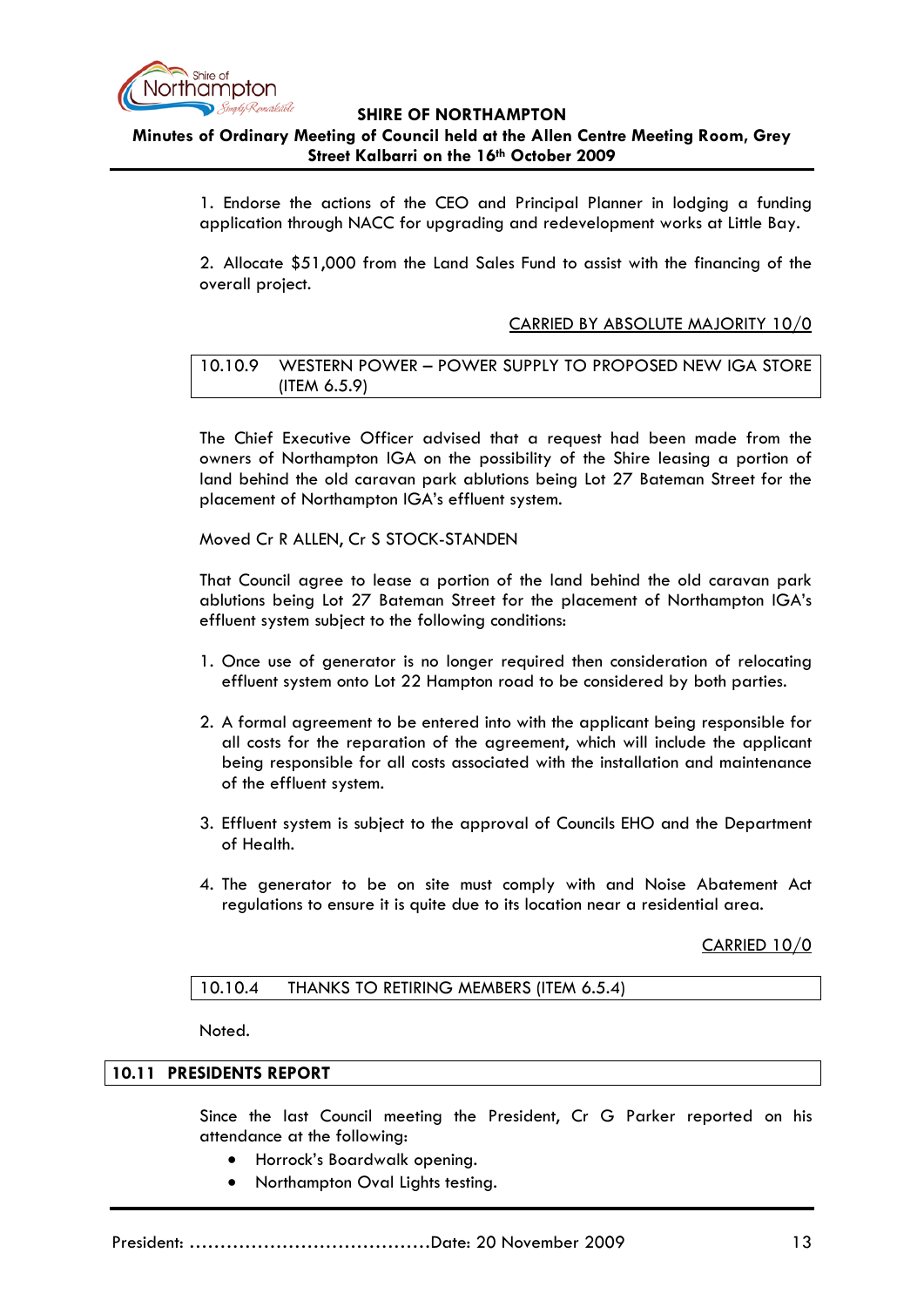1. Endorse the actions of the CEO and Principal Planner in lodging a funding application through NACC for upgrading and redevelopment works at Little Bay.

2. Allocate $51,000 from the Land Sales Fund to assist with the financing of the overall project.

CARRIED BY ABSOLUTE MAJORITY 10/0

### 10.10.9 WESTERN POWER – POWER SUPPLY TO PROPOSED NEW IGA STORE (ITEM 6.5.9)

The Chief Executive Officer advised that a request had been made from the owners of Northampton IGA on the possibility of the Shire leasing a portion of land behind the old caravan park ablutions being Lot 27 Bateman Street for the placement of Northampton IGA's effluent system.

Moved Cr R ALLEN, Cr S STOCK-STANDEN

That Council agree to lease a portion of the land behind the old caravan park ablutions being Lot 27 Bateman Street for the placement of Northampton IGA's effluent system subject to the following conditions:

1. Once use of generator is no longer required then consideration of relocating effluent system onto Lot 22 Hampton road to be considered by both parties.

2. A formal agreement to be entered into with the applicant being responsible for all costs for the reparation of the agreement, which will include the applicant being responsible for all costs associated with the installation and maintenance of the effluent system.

3. Effluent system is subject to the approval of Councils EHO and the Department of Health.

4. The generator to be on site must comply with and Noise Abatement Act regulations to ensure it is quite due to its location near a residential area.

CARRIED 10/0

### 10.10.4 THANKS TO RETIRING MEMBERS (ITEM 6.5.4)

Noted.

## 10.11 PRESIDENTS REPORT

Since the last Council meeting the President, Cr G Parker reported on his attendance at the following:

- Horrock's Boardwalk opening.
- Northampton Oval Lights testing.

President: …………………………………Date: 20 November 2009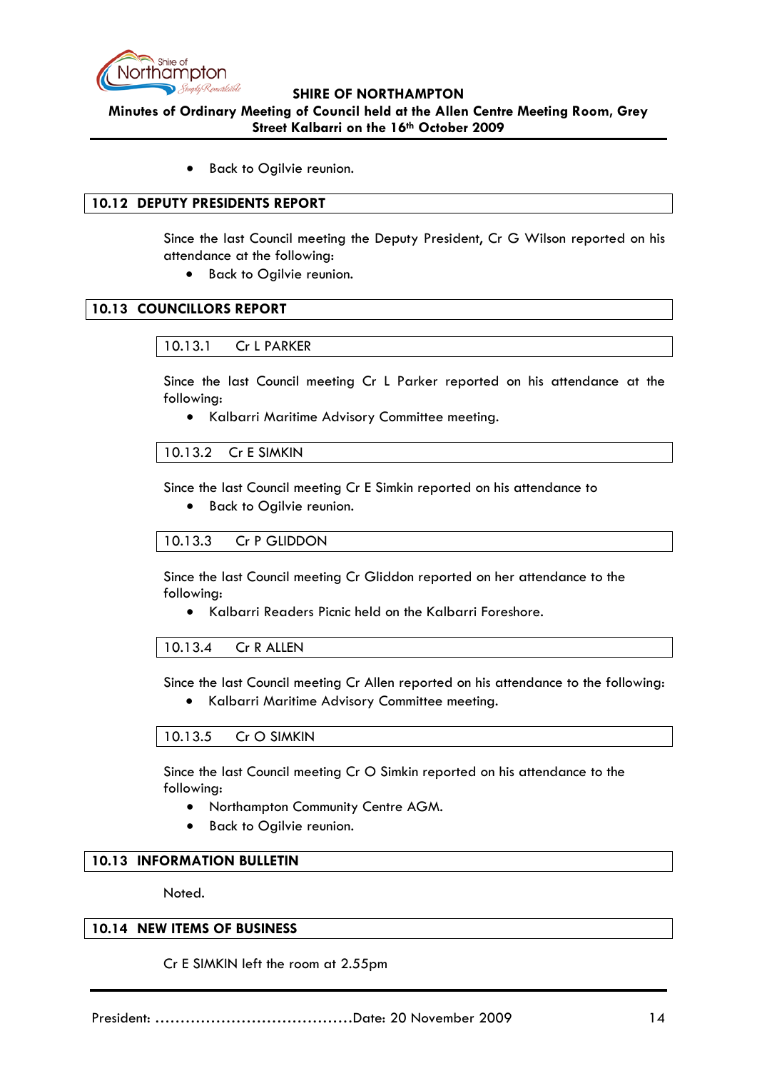- Back to Ogilvie reunion.

## 10.12 DEPUTY PRESIDENTS REPORT

Since the last Council meeting the Deputy President, Cr G Wilson reported on his attendance at the following:

- Back to Ogilvie reunion.

## 10.13 COUNCILLORS REPORT

### 10.13.1 Cr L PARKER

Since the last Council meeting Cr L Parker reported on his attendance at the following:

- Kalbarri Maritime Advisory Committee meeting.

### 10.13.2 Cr E SIMKIN

Since the last Council meeting Cr E Simkin reported on his attendance to

- Back to Ogilvie reunion.

### 10.13.3 Cr P GLIDDON

Since the last Council meeting Cr Gliddon reported on her attendance to the following:

- Kalbarri Readers Picnic held on the Kalbarri Foreshore.

### 10.13.4 Cr R ALLEN

Since the last Council meeting Cr Allen reported on his attendance to the following:

- Kalbarri Maritime Advisory Committee meeting.

### 10.13.5 Cr O SIMKIN

Since the last Council meeting Cr O Simkin reported on his attendance to the following:

- Northampton Community Centre AGM.
- Back to Ogilvie reunion.

## 10.13 INFORMATION BULLETIN

Noted.

## 10.14 NEW ITEMS OF BUSINESS

Cr E SIMKIN left the room at 2.55pm

President: ……………………………………Date: 20 November 2009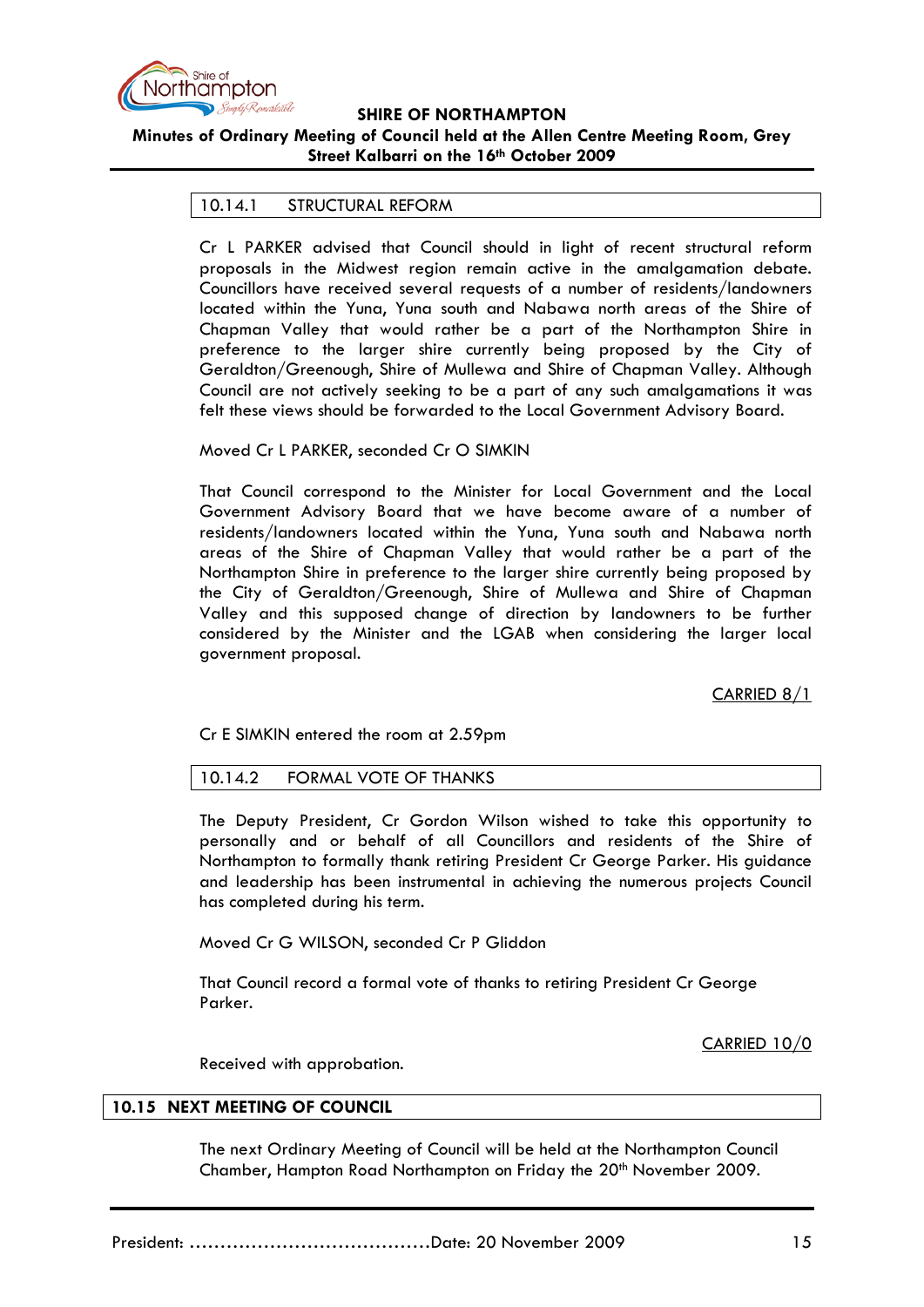### 10.14.1 STRUCTURAL REFORM

Cr L PARKER advised that Council should in light of recent structural reform proposals in the Midwest region remain active in the amalgamation debate. Councillors have received several requests of a number of residents/landowners located within the Yuna, Yuna south and Nabawa north areas of the Shire of Chapman Valley that would rather be a part of the Northampton Shire in preference to the larger shire currently being proposed by the City of Geraldton/Greenough, Shire of Mullewa and Shire of Chapman Valley. Although Council are not actively seeking to be a part of any such amalgamations it was felt these views should be forwarded to the Local Government Advisory Board.

Moved Cr L PARKER, seconded Cr O SIMKIN

That Council correspond to the Minister for Local Government and the Local Government Advisory Board that we have become aware of a number of residents/landowners located within the Yuna, Yuna south and Nabawa north areas of the Shire of Chapman Valley that would rather be a part of the Northampton Shire in preference to the larger shire currently being proposed by the City of Geraldton/Greenough, Shire of Mullewa and Shire of Chapman Valley and this supposed change of direction by landowners to be further considered by the Minister and the LGAB when considering the larger local government proposal.

CARRIED 8/1

Cr E SIMKIN entered the room at 2.59pm

### 10.14.2 FORMAL VOTE OF THANKS

The Deputy President, Cr Gordon Wilson wished to take this opportunity to personally and or behalf of all Councillors and residents of the Shire of Northampton to formally thank retiring President Cr George Parker. His guidance and leadership has been instrumental in achieving the numerous projects Council has completed during his term.

Moved Cr G WILSON, seconded Cr P Gliddon

That Council record a formal vote of thanks to retiring President Cr George Parker.

CARRIED 10/0

Received with approbation.

## 10.15 NEXT MEETING OF COUNCIL

The next Ordinary Meeting of Council will be held at the Northampton Council Chamber, Hampton Road Northampton on Friday the 20th November 2009.

President: ………………………………….Date: 20 November 2009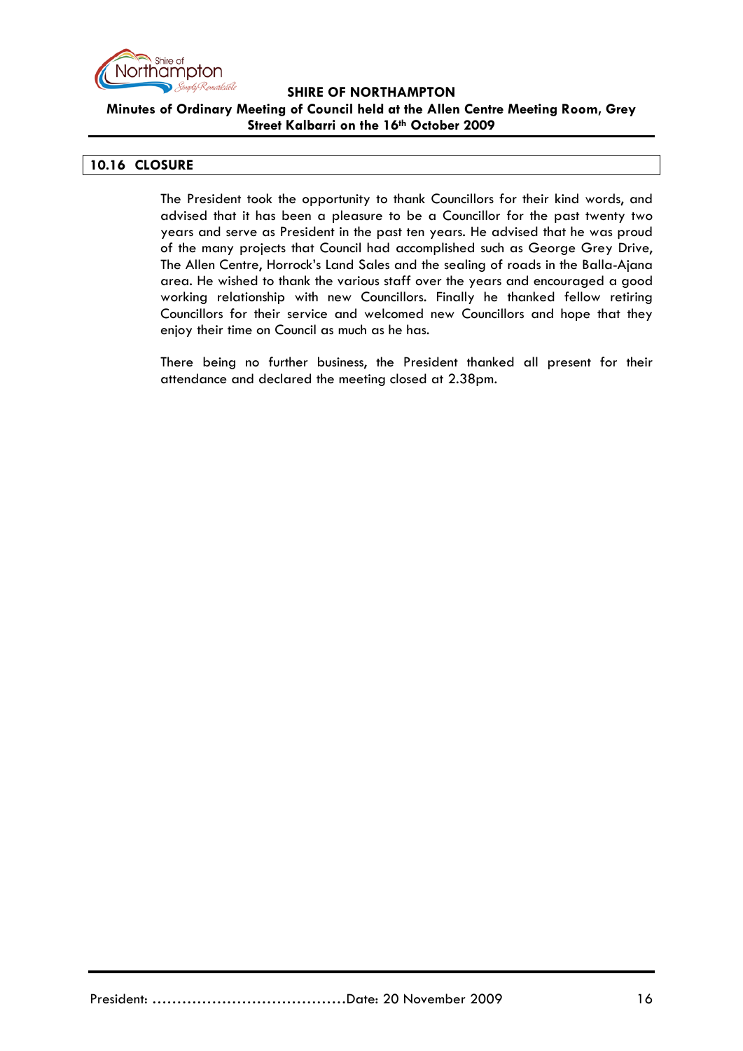## 10.16 CLOSURE

The President took the opportunity to thank Councillors for their kind words, and advised that it has been a pleasure to be a Councillor for the past twenty two years and serve as President in the past ten years. He advised that he was proud of the many projects that Council had accomplished such as George Grey Drive, The Allen Centre, Horrock's Land Sales and the sealing of roads in the Balla-Ajana area. He wished to thank the various staff over the years and encouraged a good working relationship with new Councillors. Finally he thanked fellow retiring Councillors for their service and welcomed new Councillors and hope that they enjoy their time on Council as much as he has.

There being no further business, the President thanked all present for their attendance and declared the meeting closed at 2.38pm.